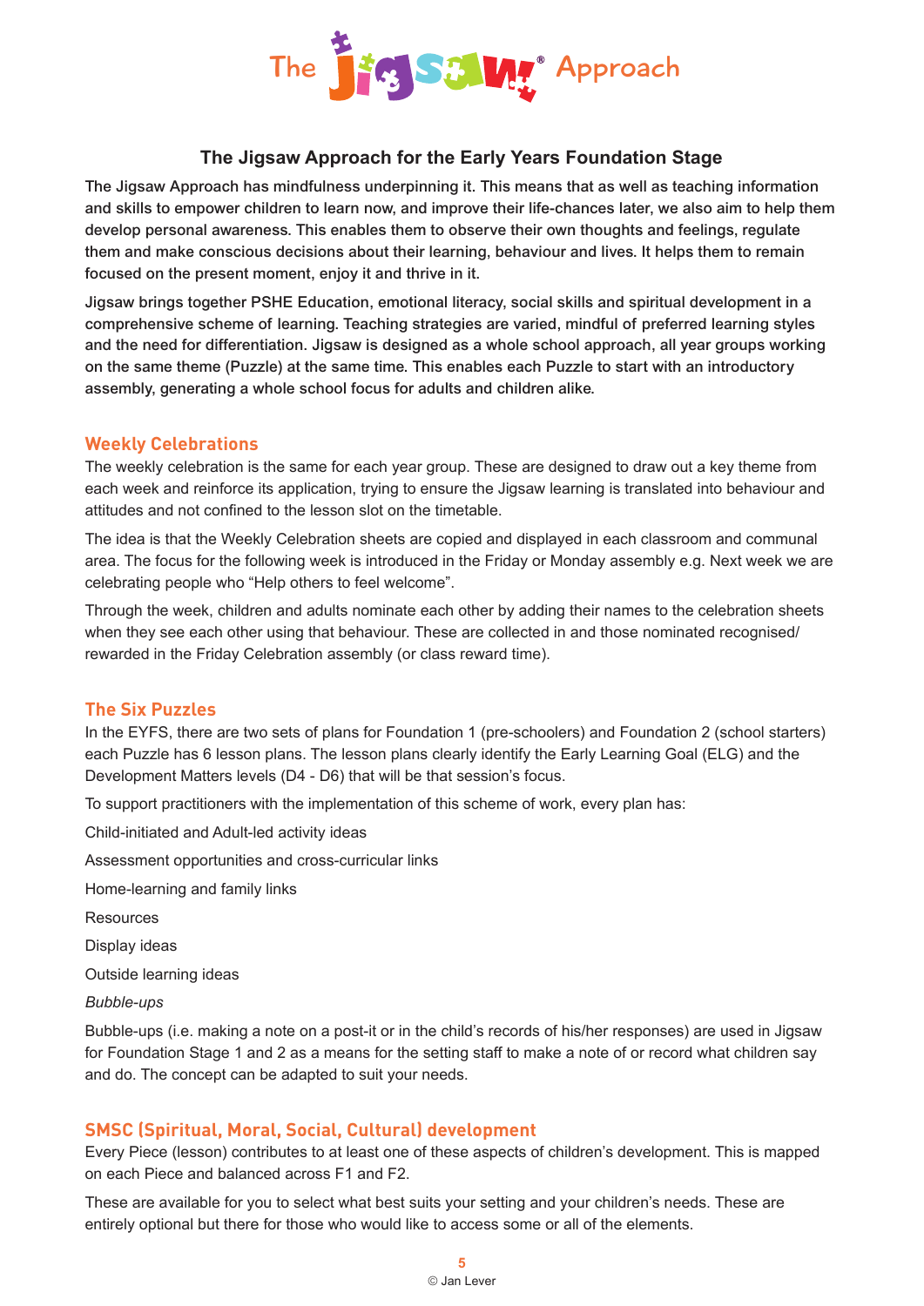# The Jigsaw® Approach

## The Jigsaw Approach for the Early Years Foundation Stage

The Jigsaw Approach has mindfulness underpinning it. This means that as well as teaching information and skills to empower children to learn now, and improve their life-chances later, we also aim to help them develop personal awareness. This enables them to observe their own thoughts and feelings, regulate them and make conscious decisions about their learning, behaviour and lives. It helps them to remain focused on the present moment, enjoy it and thrive in it.

Jigsaw brings together PSHE Education, emotional literacy, social skills and spiritual development in a comprehensive scheme of learning. Teaching strategies are varied, mindful of preferred learning styles and the need for differentiation. Jigsaw is designed as a whole school approach, all year groups working on the same theme (Puzzle) at the same time. This enables each Puzzle to start with an introductory assembly, generating a whole school focus for adults and children alike.

### Weekly Celebrations

The weekly celebration is the same for each year group. These are designed to draw out a key theme from each week and reinforce its application, trying to ensure the Jigsaw learning is translated into behaviour and attitudes and not confined to the lesson slot on the timetable.

The idea is that the Weekly Celebration sheets are copied and displayed in each classroom and communal area. The focus for the following week is introduced in the Friday or Monday assembly e.g. Next week we are celebrating people who "Help others to feel welcome".

Through the week, children and adults nominate each other by adding their names to the celebration sheets when they see each other using that behaviour. These are collected in and those nominated recognised/ rewarded in the Friday Celebration assembly (or class reward time).

### The Six Puzzles

In the EYFS, there are two sets of plans for Foundation 1 (pre-schoolers) and Foundation 2 (school starters) each Puzzle has 6 lesson plans. The lesson plans clearly identify the Early Learning Goal (ELG) and the Development Matters levels (D4 - D6) that will be that session's focus.

To support practitioners with the implementation of this scheme of work, every plan has:

Child-initiated and Adult-led activity ideas

Assessment opportunities and cross-curricular links

Home-learning and family links

Resources

Display ideas

Outside learning ideas

*Bubble-ups*

Bubble-ups (i.e. making a note on a post-it or in the child's records of his/her responses) are used in Jigsaw for Foundation Stage 1 and 2 as a means for the setting staff to make a note of or record what children say and do. The concept can be adapted to suit your needs.

### SMSC (Spiritual, Moral, Social, Cultural) development

Every Piece (lesson) contributes to at least one of these aspects of children's development. This is mapped on each Piece and balanced across F1 and F2.

These are available for you to select what best suits your setting and your children's needs. These are entirely optional but there for those who would like to access some or all of the elements.

© Jan Lever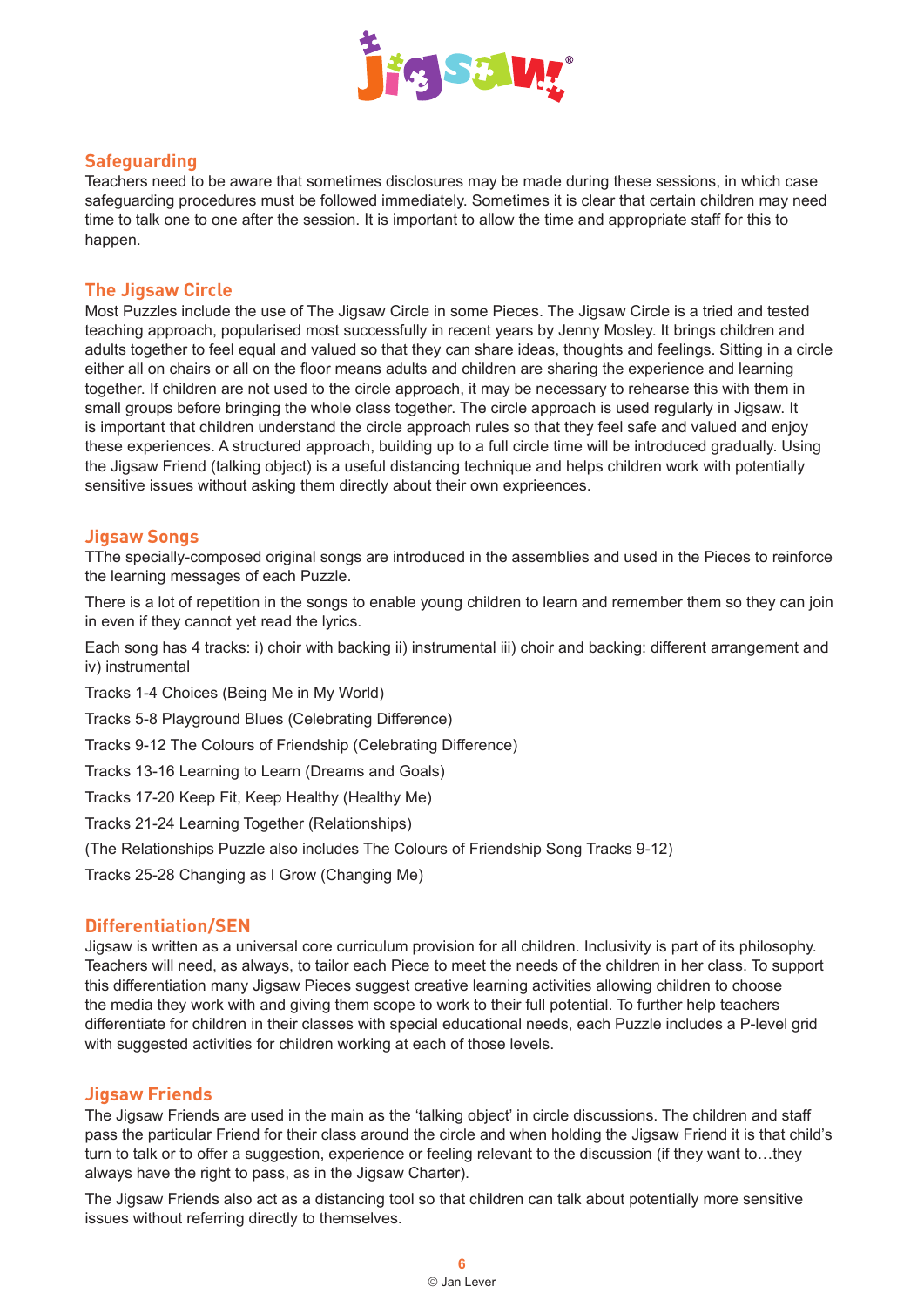## Safeguarding

Teachers need to be aware that sometimes disclosures may be made during these sessions, in which case safeguarding procedures must be followed immediately. Sometimes it is clear that certain children may need time to talk one to one after the session. It is important to allow the time and appropriate staff for this to happen.

## The Jigsaw Circle

Most Puzzles include the use of The Jigsaw Circle in some Pieces. The Jigsaw Circle is a tried and tested teaching approach, popularised most successfully in recent years by Jenny Mosley. It brings children and adults together to feel equal and valued so that they can share ideas, thoughts and feelings. Sitting in a circle either all on chairs or all on the floor means adults and children are sharing the experience and learning together. If children are not used to the circle approach, it may be necessary to rehearse this with them in small groups before bringing the whole class together. The circle approach is used regularly in Jigsaw. It is important that children understand the circle approach rules so that they feel safe and valued and enjoy these experiences. A structured approach, building up to a full circle time will be introduced gradually. Using the Jigsaw Friend (talking object) is a useful distancing technique and helps children work with potentially sensitive issues without asking them directly about their own exprieences.

## Jigsaw Songs

TThe specially-composed original songs are introduced in the assemblies and used in the Pieces to reinforce the learning messages of each Puzzle.

There is a lot of repetition in the songs to enable young children to learn and remember them so they can join in even if they cannot yet read the lyrics.

Each song has 4 tracks: i) choir with backing ii) instrumental iii) choir and backing: different arrangement and iv) instrumental

Tracks 1-4 Choices (Being Me in My World)

Tracks 5-8 Playground Blues (Celebrating Difference)

Tracks 9-12 The Colours of Friendship (Celebrating Difference)

Tracks 13-16 Learning to Learn (Dreams and Goals)

Tracks 17-20 Keep Fit, Keep Healthy (Healthy Me)

Tracks 21-24 Learning Together (Relationships)

(The Relationships Puzzle also includes The Colours of Friendship Song Tracks 9-12)

Tracks 25-28 Changing as I Grow (Changing Me)

## Differentiation/SEN

Jigsaw is written as a universal core curriculum provision for all children. Inclusivity is part of its philosophy. Teachers will need, as always, to tailor each Piece to meet the needs of the children in her class. To support this differentiation many Jigsaw Pieces suggest creative learning activities allowing children to choose the media they work with and giving them scope to work to their full potential. To further help teachers differentiate for children in their classes with special educational needs, each Puzzle includes a P-level grid with suggested activities for children working at each of those levels.

## Jigsaw Friends

The Jigsaw Friends are used in the main as the 'talking object' in circle discussions. The children and staff pass the particular Friend for their class around the circle and when holding the Jigsaw Friend it is that child's turn to talk or to offer a suggestion, experience or feeling relevant to the discussion (if they want to…they always have the right to pass, as in the Jigsaw Charter).

The Jigsaw Friends also act as a distancing tool so that children can talk about potentially more sensitive issues without referring directly to themselves.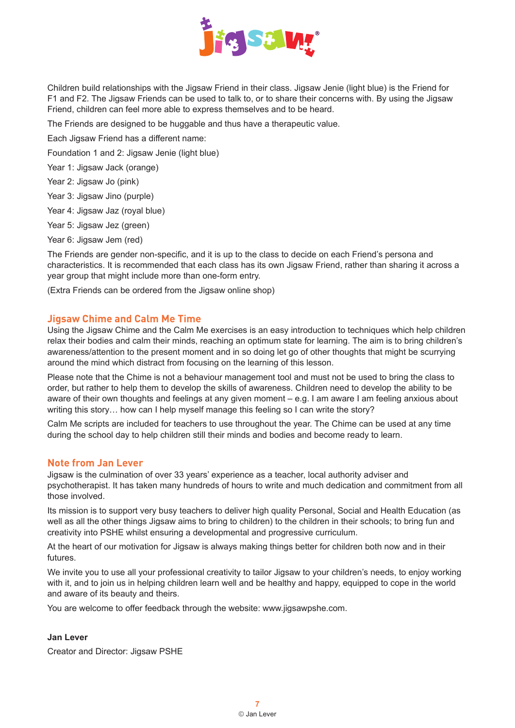Children build relationships with the Jigsaw Friend in their class. Jigsaw Jenie (light blue) is the Friend for F1 and F2. The Jigsaw Friends can be used to talk to, or to share their concerns with. By using the Jigsaw Friend, children can feel more able to express themselves and to be heard.

The Friends are designed to be huggable and thus have a therapeutic value.

Each Jigsaw Friend has a different name:

Foundation 1 and 2: Jigsaw Jenie (light blue)

Year 1: Jigsaw Jack (orange)

Year 2: Jigsaw Jo (pink)

Year 3: Jigsaw Jino (purple)

Year 4: Jigsaw Jaz (royal blue)

Year 5: Jigsaw Jez (green)

Year 6: Jigsaw Jem (red)

The Friends are gender non-specific, and it is up to the class to decide on each Friend's persona and characteristics. It is recommended that each class has its own Jigsaw Friend, rather than sharing it across a year group that might include more than one-form entry.

(Extra Friends can be ordered from the Jigsaw online shop)

## Jigsaw Chime and Calm Me Time

Using the Jigsaw Chime and the Calm Me exercises is an easy introduction to techniques which help children relax their bodies and calm their minds, reaching an optimum state for learning. The aim is to bring children's awareness/attention to the present moment and in so doing let go of other thoughts that might be scurrying around the mind which distract from focusing on the learning of this lesson.

Please note that the Chime is not a behaviour management tool and must not be used to bring the class to order, but rather to help them to develop the skills of awareness. Children need to develop the ability to be aware of their own thoughts and feelings at any given moment – e.g. I am aware I am feeling anxious about writing this story… how can I help myself manage this feeling so I can write the story?

Calm Me scripts are included for teachers to use throughout the year. The Chime can be used at any time during the school day to help children still their minds and bodies and become ready to learn.

## Note from Jan Lever

Jigsaw is the culmination of over 33 years' experience as a teacher, local authority adviser and psychotherapist. It has taken many hundreds of hours to write and much dedication and commitment from all those involved.

Its mission is to support very busy teachers to deliver high quality Personal, Social and Health Education (as well as all the other things Jigsaw aims to bring to children) to the children in their schools; to bring fun and creativity into PSHE whilst ensuring a developmental and progressive curriculum.

At the heart of our motivation for Jigsaw is always making things better for children both now and in their futures.

We invite you to use all your professional creativity to tailor Jigsaw to your children's needs, to enjoy working with it, and to join us in helping children learn well and be healthy and happy, equipped to cope in the world and aware of its beauty and theirs.

You are welcome to offer feedback through the website: www.jigsawpshe.com.

**Jan Lever**

Creator and Director: Jigsaw PSHE